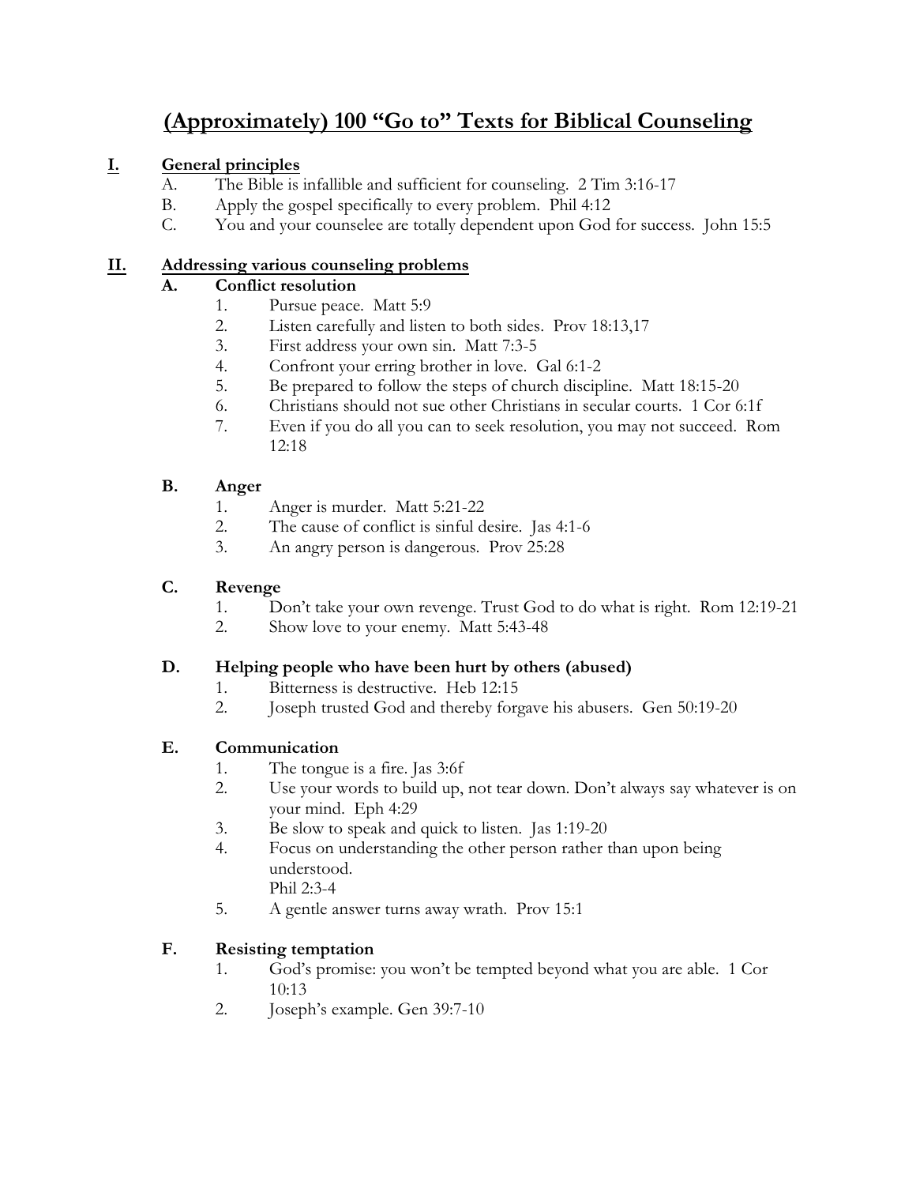# (Approximately) 100 "Go to" Texts for Biblical Counseling

## I. General principles

A. The Bible is infallible and sufficient for counseling. 2 Tim 3:16-17

B. Apply the gospel specifically to every problem. Phil 4:12

C. You and your counselee are totally dependent upon God for success. John 15:5

## II. Addressing various counseling problems

### A. Conflict resolution

1. Pursue peace. Matt 5:9
2. Listen carefully and listen to both sides. Prov 18:13,17
3. First address your own sin. Matt 7:3-5
4. Confront your erring brother in love. Gal 6:1-2
5. Be prepared to follow the steps of church discipline. Matt 18:15-20
6. Christians should not sue other Christians in secular courts. 1 Cor 6:1f
7. Even if you do all you can to seek resolution, you may not succeed. Rom 12:18

### B. Anger

1. Anger is murder. Matt 5:21-22
2. The cause of conflict is sinful desire. Jas 4:1-6
3. An angry person is dangerous. Prov 25:28

### C. Revenge

1. Don't take your own revenge. Trust God to do what is right. Rom 12:19-21
2. Show love to your enemy. Matt 5:43-48

### D. Helping people who have been hurt by others (abused)

1. Bitterness is destructive. Heb 12:15
2. Joseph trusted God and thereby forgave his abusers. Gen 50:19-20

### E. Communication

1. The tongue is a fire. Jas 3:6f
2. Use your words to build up, not tear down. Don't always say whatever is on your mind. Eph 4:29
3. Be slow to speak and quick to listen. Jas 1:19-20
4. Focus on understanding the other person rather than upon being understood. Phil 2:3-4
5. A gentle answer turns away wrath. Prov 15:1

### F. Resisting temptation

1. God's promise: you won't be tempted beyond what you are able. 1 Cor 10:13
2. Joseph's example. Gen 39:7-10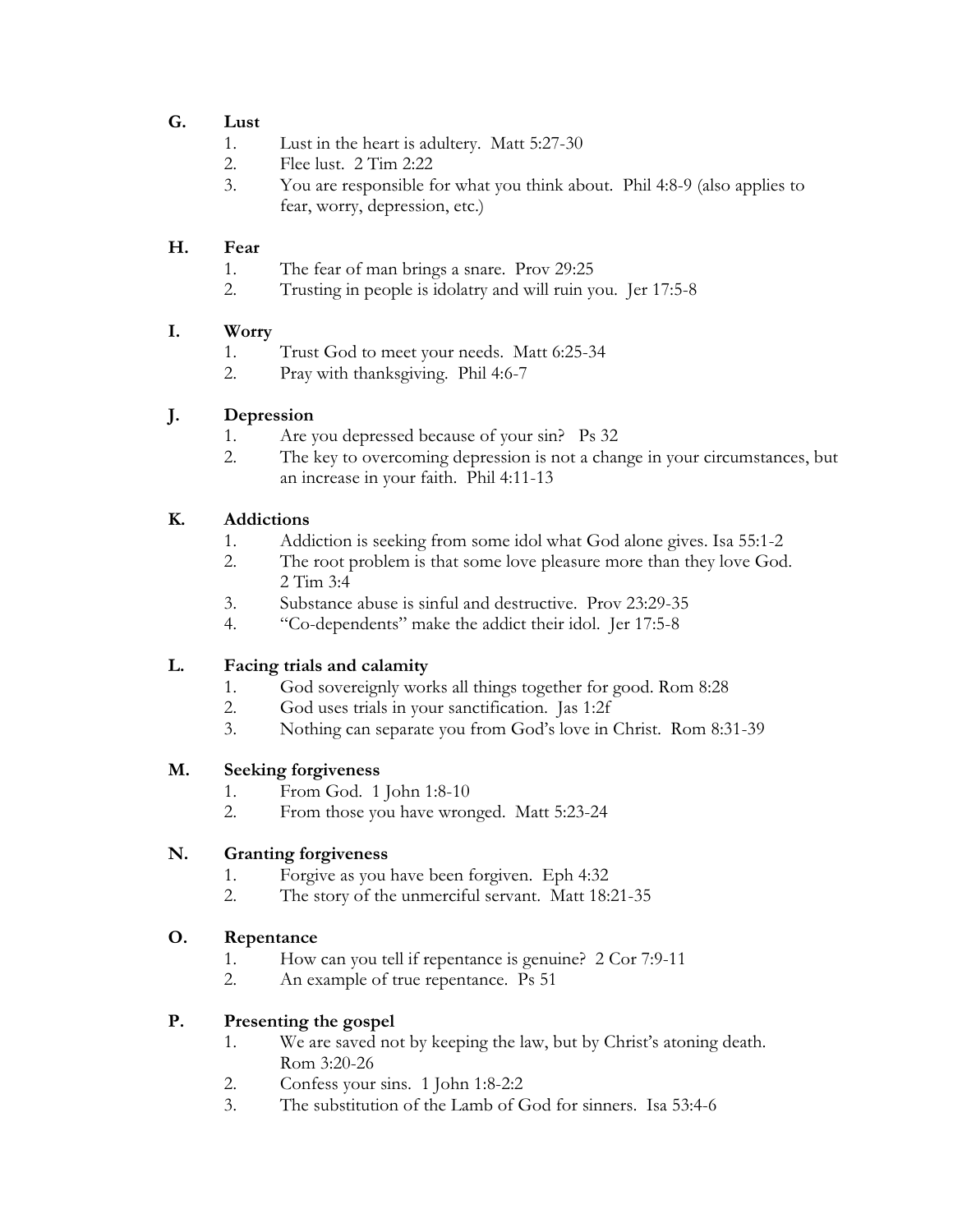**G. Lust**

1. Lust in the heart is adultery. Matt 5:27-30
2. Flee lust. 2 Tim 2:22
3. You are responsible for what you think about. Phil 4:8-9 (also applies to fear, worry, depression, etc.)

**H. Fear**

1. The fear of man brings a snare. Prov 29:25
2. Trusting in people is idolatry and will ruin you. Jer 17:5-8

**I. Worry**

1. Trust God to meet your needs. Matt 6:25-34
2. Pray with thanksgiving. Phil 4:6-7

**J. Depression**

1. Are you depressed because of your sin? Ps 32
2. The key to overcoming depression is not a change in your circumstances, but an increase in your faith. Phil 4:11-13

**K. Addictions**

1. Addiction is seeking from some idol what God alone gives. Isa 55:1-2
2. The root problem is that some love pleasure more than they love God. 2 Tim 3:4
3. Substance abuse is sinful and destructive. Prov 23:29-35
4. "Co-dependents" make the addict their idol. Jer 17:5-8

**L. Facing trials and calamity**

1. God sovereignly works all things together for good. Rom 8:28
2. God uses trials in your sanctification. Jas 1:2f
3. Nothing can separate you from God's love in Christ. Rom 8:31-39

**M. Seeking forgiveness**

1. From God. 1 John 1:8-10
2. From those you have wronged. Matt 5:23-24

**N. Granting forgiveness**

1. Forgive as you have been forgiven. Eph 4:32
2. The story of the unmerciful servant. Matt 18:21-35

**O. Repentance**

1. How can you tell if repentance is genuine? 2 Cor 7:9-11
2. An example of true repentance. Ps 51

**P. Presenting the gospel**

1. We are saved not by keeping the law, but by Christ's atoning death. Rom 3:20-26
2. Confess your sins. 1 John 1:8-2:2
3. The substitution of the Lamb of God for sinners. Isa 53:4-6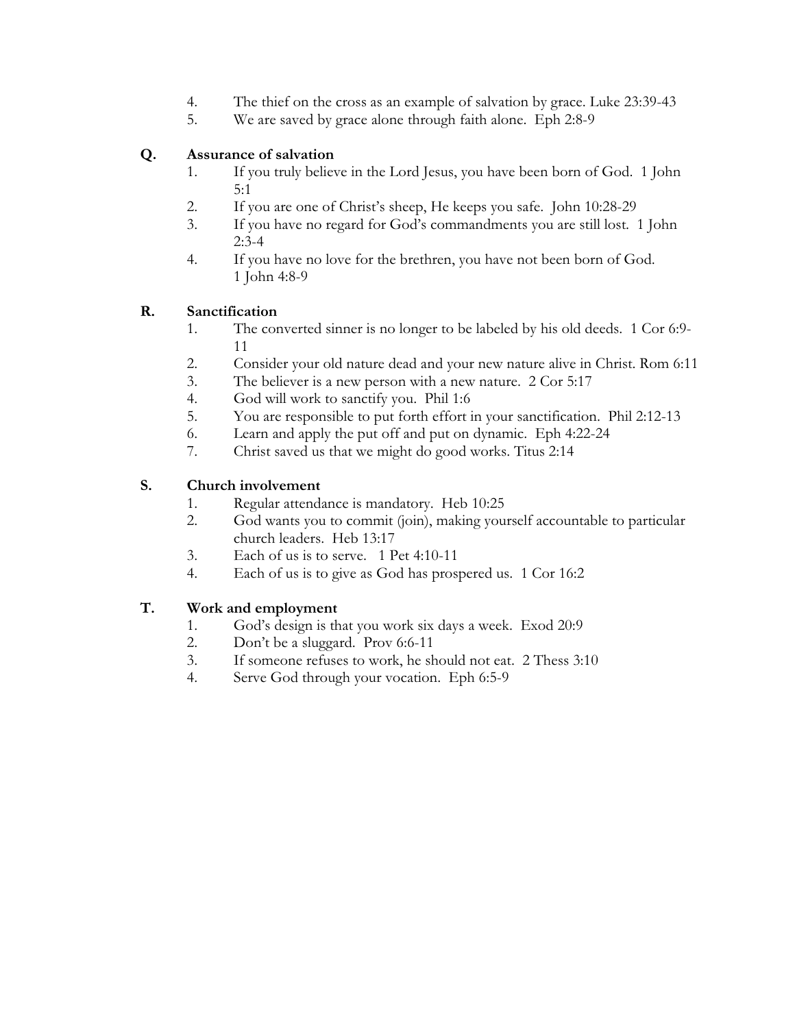4. The thief on the cross as an example of salvation by grace. Luke 23:39-43
5. We are saved by grace alone through faith alone. Eph 2:8-9

**Q. Assurance of salvation**

1. If you truly believe in the Lord Jesus, you have been born of God. 1 John 5:1
2. If you are one of Christ's sheep, He keeps you safe. John 10:28-29
3. If you have no regard for God's commandments you are still lost. 1 John 2:3-4
4. If you have no love for the brethren, you have not been born of God. 1 John 4:8-9

**R. Sanctification**

1. The converted sinner is no longer to be labeled by his old deeds. 1 Cor 6:9-11
2. Consider your old nature dead and your new nature alive in Christ. Rom 6:11
3. The believer is a new person with a new nature. 2 Cor 5:17
4. God will work to sanctify you. Phil 1:6
5. You are responsible to put forth effort in your sanctification. Phil 2:12-13
6. Learn and apply the put off and put on dynamic. Eph 4:22-24
7. Christ saved us that we might do good works. Titus 2:14

**S. Church involvement**

1. Regular attendance is mandatory. Heb 10:25
2. God wants you to commit (join), making yourself accountable to particular church leaders. Heb 13:17
3. Each of us is to serve. 1 Pet 4:10-11
4. Each of us is to give as God has prospered us. 1 Cor 16:2

**T. Work and employment**

1. God's design is that you work six days a week. Exod 20:9
2. Don't be a sluggard. Prov 6:6-11
3. If someone refuses to work, he should not eat. 2 Thess 3:10
4. Serve God through your vocation. Eph 6:5-9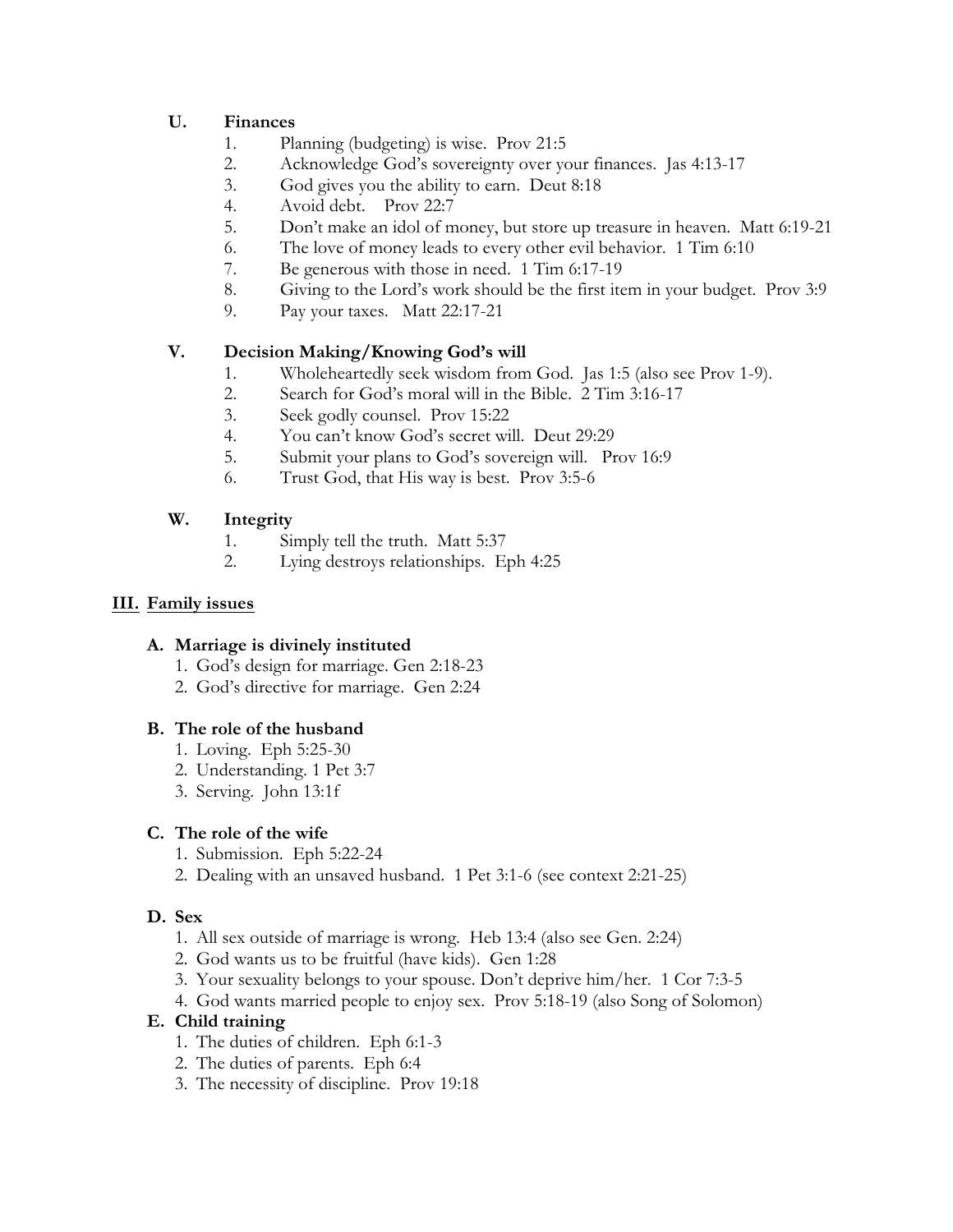### U. Finances

1. Planning (budgeting) is wise. Prov 21:5
2. Acknowledge God's sovereignty over your finances. Jas 4:13-17
3. God gives you the ability to earn. Deut 8:18
4. Avoid debt. Prov 22:7
5. Don't make an idol of money, but store up treasure in heaven. Matt 6:19-21
6. The love of money leads to every other evil behavior. 1 Tim 6:10
7. Be generous with those in need. 1 Tim 6:17-19
8. Giving to the Lord's work should be the first item in your budget. Prov 3:9
9. Pay your taxes. Matt 22:17-21

### V. Decision Making/Knowing God's will

1. Wholeheartedly seek wisdom from God. Jas 1:5 (also see Prov 1-9).
2. Search for God's moral will in the Bible. 2 Tim 3:16-17
3. Seek godly counsel. Prov 15:22
4. You can't know God's secret will. Deut 29:29
5. Submit your plans to God's sovereign will. Prov 16:9
6. Trust God, that His way is best. Prov 3:5-6

### W. Integrity

1. Simply tell the truth. Matt 5:37
2. Lying destroys relationships. Eph 4:25

## III. Family issues

### A. Marriage is divinely instituted

1. God's design for marriage. Gen 2:18-23
2. God's directive for marriage. Gen 2:24

### B. The role of the husband

1. Loving. Eph 5:25-30
2. Understanding. 1 Pet 3:7
3. Serving. John 13:1f

### C. The role of the wife

1. Submission. Eph 5:22-24
2. Dealing with an unsaved husband. 1 Pet 3:1-6 (see context 2:21-25)

### D. Sex

1. All sex outside of marriage is wrong. Heb 13:4 (also see Gen. 2:24)
2. God wants us to be fruitful (have kids). Gen 1:28
3. Your sexuality belongs to your spouse. Don't deprive him/her. 1 Cor 7:3-5
4. God wants married people to enjoy sex. Prov 5:18-19 (also Song of Solomon)

### E. Child training

1. The duties of children. Eph 6:1-3
2. The duties of parents. Eph 6:4
3. The necessity of discipline. Prov 19:18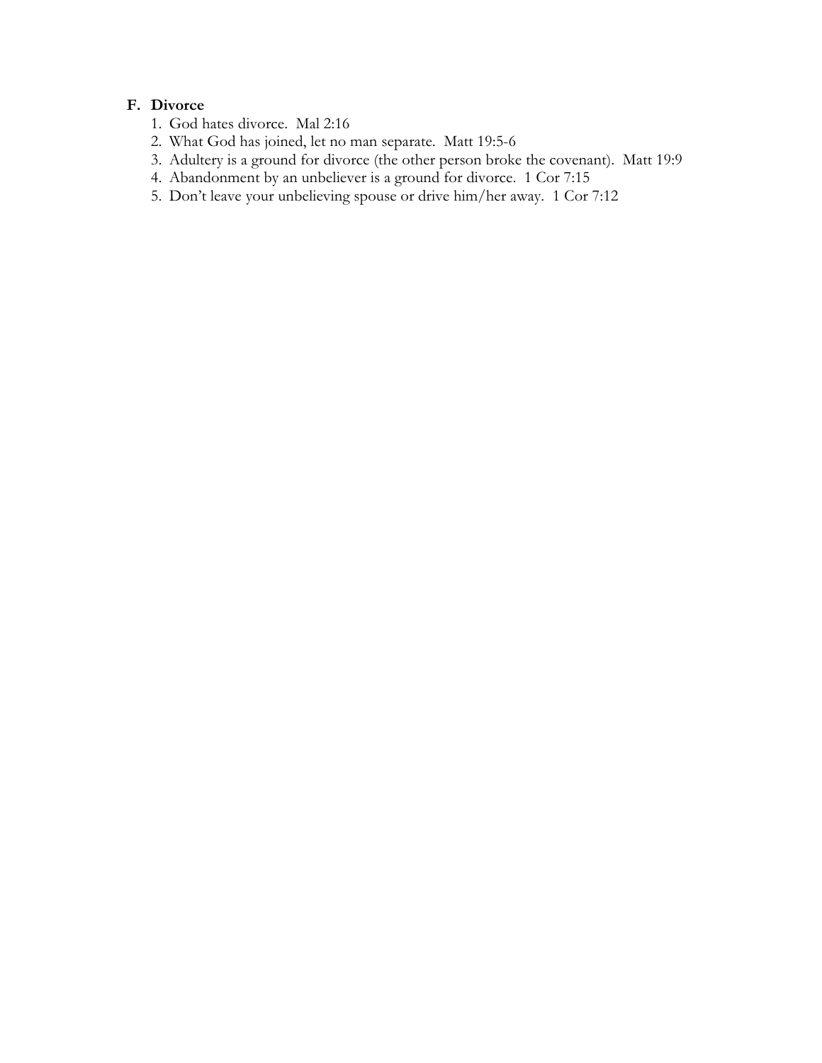**F. Divorce**

1. God hates divorce. Mal 2:16
2. What God has joined, let no man separate. Matt 19:5-6
3. Adultery is a ground for divorce (the other person broke the covenant). Matt 19:9
4. Abandonment by an unbeliever is a ground for divorce. 1 Cor 7:15
5. Don't leave your unbelieving spouse or drive him/her away. 1 Cor 7:12